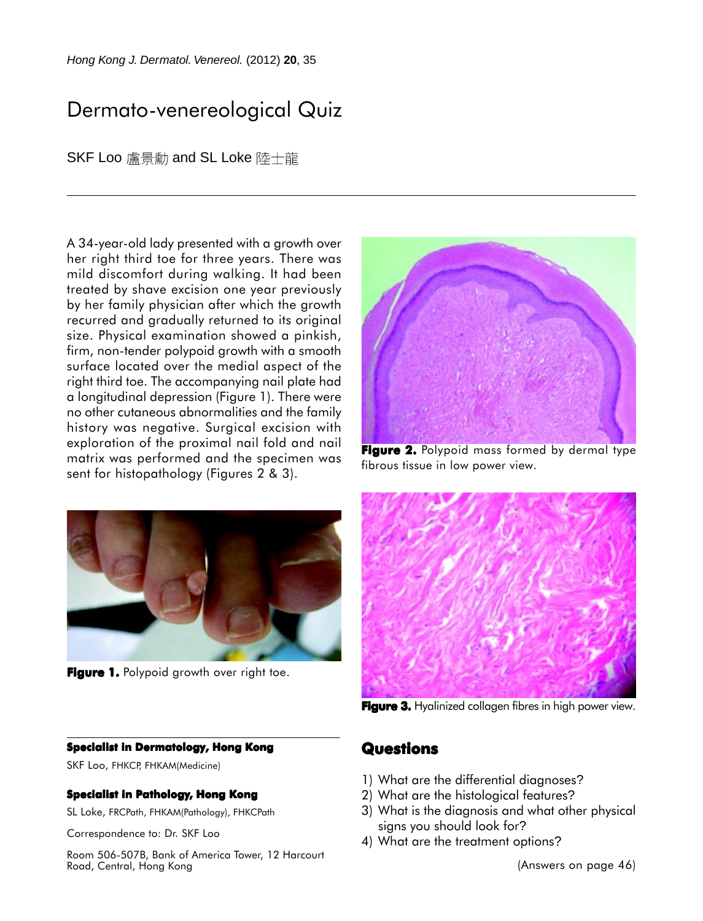# Dermato-venereological Quiz

SKF Loo 盧景勳 and SL Loke 陸士龍

A 34-year-old lady presented with a growth over her right third toe for three years. There was mild discomfort during walking. It had been treated by shave excision one year previously by her family physician after which the growth recurred and gradually returned to its original size. Physical examination showed a pinkish, firm, non-tender polypoid growth with a smooth surface located over the medial aspect of the right third toe. The accompanying nail plate had a longitudinal depression (Figure 1). There were no other cutaneous abnormalities and the family history was negative. Surgical excision with exploration of the proximal nail fold and nail matrix was performed and the specimen was sent for histopathology (Figures 2 & 3).

**Figure 1.** Polypoid growth over right toe.

**Figure 2.** Polypoid mass formed by dermal type fibrous tissue in low power view.

**Figure 3.** Hyalinized collagen fibres in high power view.

## Questions

1) What are the differential diagnoses?
2) What are the histological features?
3) What is the diagnosis and what other physical signs you should look for?
4) What are the treatment options?

(Answers on page 46)

---

**Specialist in Dermatology, Hong Kong**

SKF Loo, FHKCP, FHKAM(Medicine)

**Specialist in Pathology, Hong Kong**

SL Loke, FRCPath, FHKAM(Pathology), FHKCPath

Correspondence to: Dr. SKF Loo

Room 506-507B, Bank of America Tower, 12 Harcourt Road, Central, Hong Kong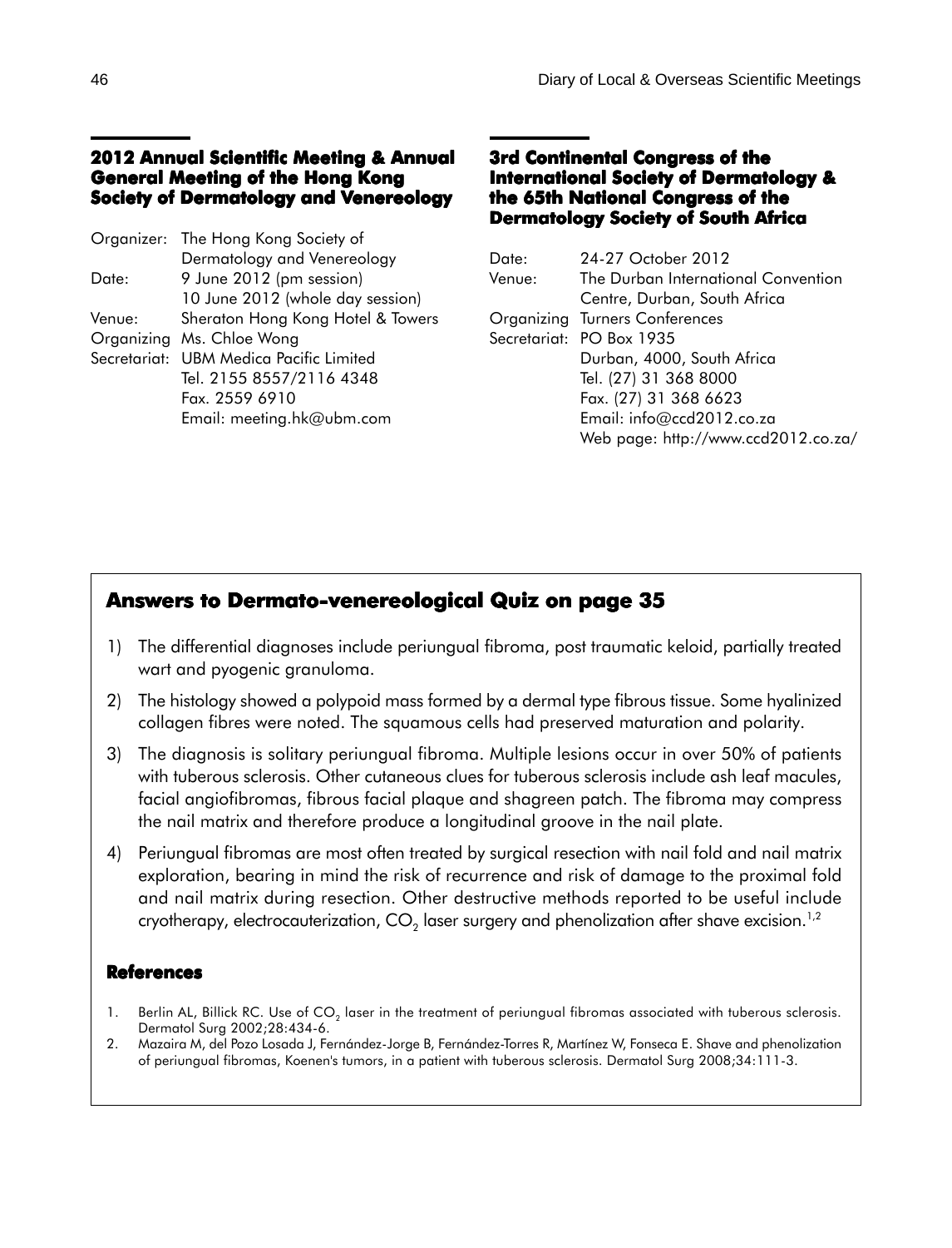## 2012 Annual Scientific Meeting & Annual General Meeting of the Hong Kong Society of Dermatology and Venereology

| | |
|---|---|
| Organizer: | The Hong Kong Society of Dermatology and Venereology |
| Date: | 9 June 2012 (pm session)<br>10 June 2012 (whole day session) |
| Venue: | Sheraton Hong Kong Hotel & Towers |
| Organizing Secretariat: | Ms. Chloe Wong<br>UBM Medica Pacific Limited<br>Tel. 2155 8557/2116 4348<br>Fax. 2559 6910<br>Email: meeting.hk@ubm.com |

## 3rd Continental Congress of the International Society of Dermatology & the 65th National Congress of the Dermatology Society of South Africa

| | |
|---|---|
| Date: | 24-27 October 2012 |
| Venue: | The Durban International Convention Centre, Durban, South Africa |
| Organizing Secretariat: | Turners Conferences<br>PO Box 1935<br>Durban, 4000, South Africa<br>Tel. (27) 31 368 8000<br>Fax. (27) 31 368 6623<br>Email: info@ccd2012.co.za<br>Web page: http://www.ccd2012.co.za/ |

## Answers to Dermato-venereological Quiz on page 35

1) The differential diagnoses include periungual fibroma, post traumatic keloid, partially treated wart and pyogenic granuloma.
2) The histology showed a polypoid mass formed by a dermal type fibrous tissue. Some hyalinized collagen fibres were noted. The squamous cells had preserved maturation and polarity.
3) The diagnosis is solitary periungual fibroma. Multiple lesions occur in over 50% of patients with tuberous sclerosis. Other cutaneous clues for tuberous sclerosis include ash leaf macules, facial angiofibromas, fibrous facial plaque and shagreen patch. The fibroma may compress the nail matrix and therefore produce a longitudinal groove in the nail plate.
4) Periungual fibromas are most often treated by surgical resection with nail fold and nail matrix exploration, bearing in mind the risk of recurrence and risk of damage to the proximal fold and nail matrix during resection. Other destructive methods reported to be useful include cryotherapy, electrocauterization, $CO_2$ laser surgery and phenolization after shave excision.[1,2]

### References

1. Berlin AL, Billick RC. Use of $CO_2$ laser in the treatment of periungual fibromas associated with tuberous sclerosis. Dermatol Surg 2002;28:434-6.
2. Mazaira M, del Pozo Losada J, Fernández-Jorge B, Fernández-Torres R, Martínez W, Fonseca E. Shave and phenolization of periungual fibromas, Koenen's tumors, in a patient with tuberous sclerosis. Dermatol Surg 2008;34:111-3.